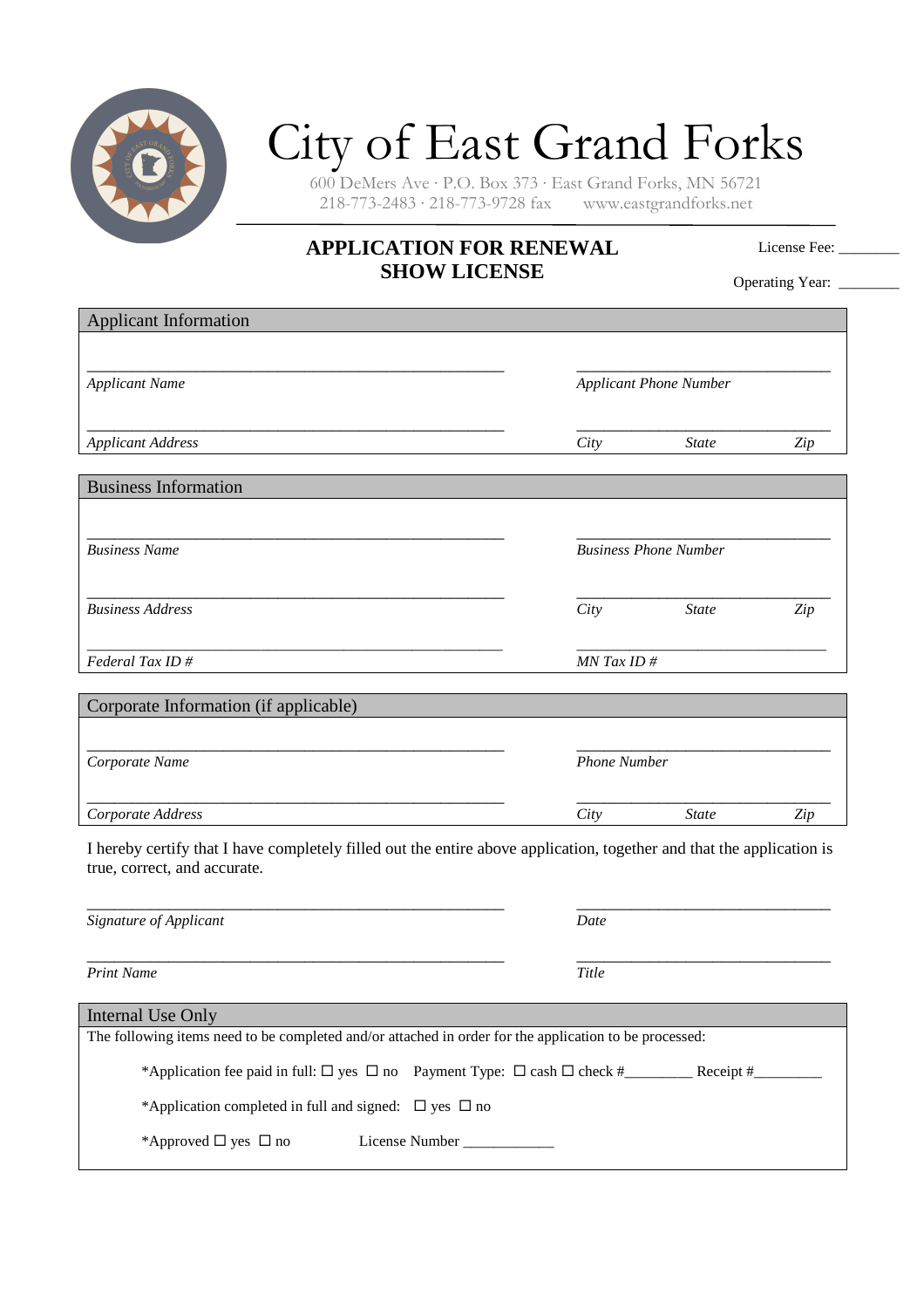# City of East Grand Forks

600 DeMers Ave · P.O. Box 373 · East Grand Forks, MN 56721
218-773-2483 · 218-773-9728 fax     www.eastgrandforks.net

## APPLICATION FOR RENEWAL
## SHOW LICENSE

License Fee: ________

Operating Year: ________

### Applicant Information

_______________________________________________          ______________________________
*Applicant Name*          *Applicant Phone Number*

_______________________________________________          ______________________________
*Applicant Address*          *City*          *State*          *Zip*

### Business Information

_______________________________________________          ______________________________
*Business Name*          *Business Phone Number*

_______________________________________________          ______________________________
*Business Address*          *City*          *State*          *Zip*

_______________________________________________          ______________________________
*Federal Tax ID #*          *MN Tax ID #*

### Corporate Information (if applicable)

_______________________________________________          ______________________________
*Corporate Name*          *Phone Number*

_______________________________________________          ______________________________
*Corporate Address*          *City*          *State*          *Zip*

I hereby certify that I have completely filled out the entire above application, together and that the application is true, correct, and accurate.

_______________________________________________          ______________________________
*Signature of Applicant*          *Date*

_______________________________________________          ______________________________
*Print Name*          *Title*

### Internal Use Only

The following items need to be completed and/or attached in order for the application to be processed:

*Application fee paid in full: ☐ yes ☐ no   Payment Type: ☐ cash ☐ check #_________ Receipt #_________

*Application completed in full and signed: ☐ yes ☐ no

*Approved ☐ yes ☐ no          License Number ____________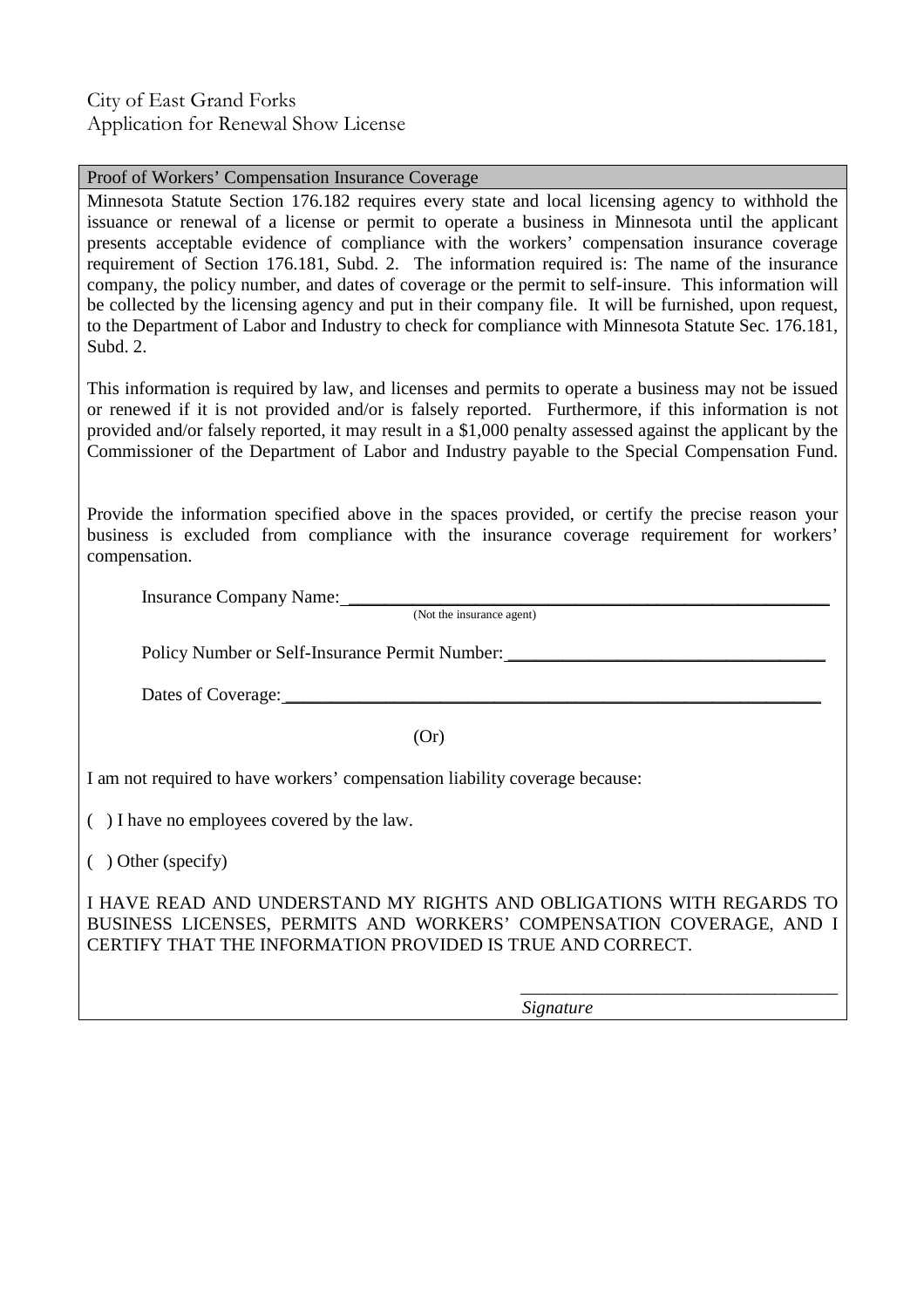City of East Grand Forks
Application for Renewal Show License

## Proof of Workers' Compensation Insurance Coverage

Minnesota Statute Section 176.182 requires every state and local licensing agency to withhold the issuance or renewal of a license or permit to operate a business in Minnesota until the applicant presents acceptable evidence of compliance with the workers' compensation insurance coverage requirement of Section 176.181, Subd. 2. The information required is: The name of the insurance company, the policy number, and dates of coverage or the permit to self-insure. This information will be collected by the licensing agency and put in their company file. It will be furnished, upon request, to the Department of Labor and Industry to check for compliance with Minnesota Statute Sec. 176.181, Subd. 2.

This information is required by law, and licenses and permits to operate a business may not be issued or renewed if it is not provided and/or is falsely reported. Furthermore, if this information is not provided and/or falsely reported, it may result in a $1,000 penalty assessed against the applicant by the Commissioner of the Department of Labor and Industry payable to the Special Compensation Fund.

Provide the information specified above in the spaces provided, or certify the precise reason your business is excluded from compliance with the insurance coverage requirement for workers' compensation.

Insurance Company Name: ______________________________________________
(Not the insurance agent)

Policy Number or Self-Insurance Permit Number: ______________________________

Dates of Coverage: ______________________________________________________

(Or)

I am not required to have workers' compensation liability coverage because:

( ) I have no employees covered by the law.

( ) Other (specify)

I HAVE READ AND UNDERSTAND MY RIGHTS AND OBLIGATIONS WITH REGARDS TO BUSINESS LICENSES, PERMITS AND WORKERS' COMPENSATION COVERAGE, AND I CERTIFY THAT THE INFORMATION PROVIDED IS TRUE AND CORRECT.

______________________________
*Signature*